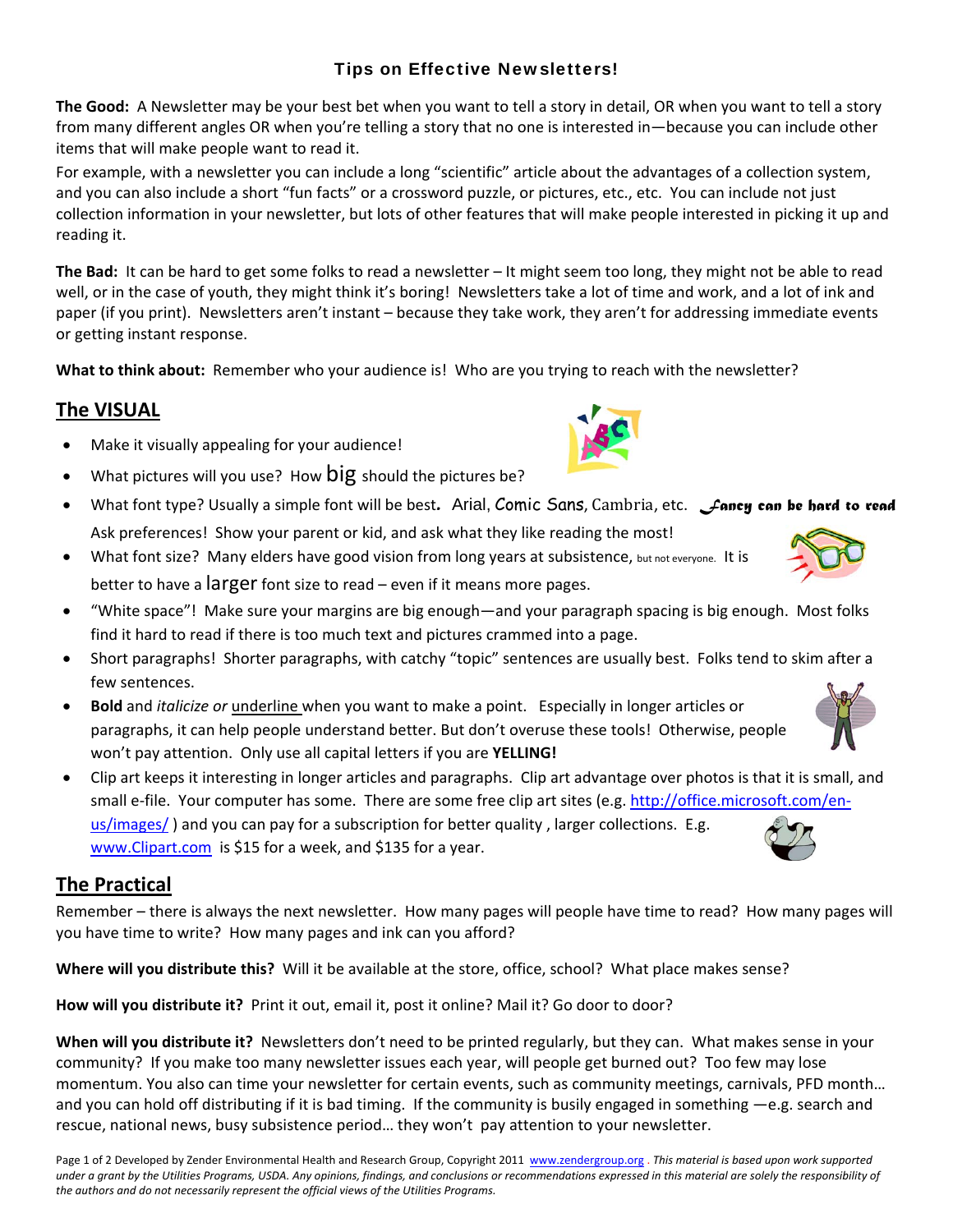# Tips on Effective Newsletters!

**The Good:** A Newsletter may be your best bet when you want to tell a story in detail, OR when you want to tell a story from many different angles OR when you're telling a story that no one is interested in—because you can include other items that will make people want to read it.

For example, with a newsletter you can include a long "scientific" article about the advantages of a collection system, and you can also include a short "fun facts" or a crossword puzzle, or pictures, etc., etc. You can include not just collection information in your newsletter, but lots of other features that will make people interested in picking it up and reading it.

**The Bad:** It can be hard to get some folks to read a newsletter – It might seem too long, they might not be able to read well, or in the case of youth, they might think it's boring! Newsletters take a lot of time and work, and a lot of ink and paper (if you print). Newsletters aren't instant – because they take work, they aren't for addressing immediate events or getting instant response.

**What to think about:** Remember who your audience is! Who are you trying to reach with the newsletter?

## The VISUAL

- Make it visually appealing for your audience!
- What pictures will you use? How big should the pictures be?
- What font type? Usually a simple font will be best. Arial, Comic Sans, Cambria, etc. *Fancy can be hard to read* Ask preferences! Show your parent or kid, and ask what they like reading the most!
- What font size? Many elders have good vision from long years at subsistence, but not everyone. It is better to have a larger font size to read – even if it means more pages.
- "White space"! Make sure your margins are big enough—and your paragraph spacing is big enough. Most folks find it hard to read if there is too much text and pictures crammed into a page.
- Short paragraphs! Shorter paragraphs, with catchy "topic" sentences are usually best. Folks tend to skim after a few sentences.
- **Bold** and *italicize or* underline when you want to make a point. Especially in longer articles or paragraphs, it can help people understand better. But don't overuse these tools! Otherwise, people won't pay attention. Only use all capital letters if you are **YELLING!**
- Clip art keeps it interesting in longer articles and paragraphs. Clip art advantage over photos is that it is small, and small e-file. Your computer has some. There are some free clip art sites (e.g. http://office.microsoft.com/en-us/images/ ) and you can pay for a subscription for better quality , larger collections. E.g. www.Clipart.com is $15 for a week, and $135 for a year.

## The Practical

Remember – there is always the next newsletter. How many pages will people have time to read? How many pages will you have time to write? How many pages and ink can you afford?

**Where will you distribute this?** Will it be available at the store, office, school? What place makes sense?

**How will you distribute it?** Print it out, email it, post it online? Mail it? Go door to door?

**When will you distribute it?** Newsletters don't need to be printed regularly, but they can. What makes sense in your community? If you make too many newsletter issues each year, will people get burned out? Too few may lose momentum. You also can time your newsletter for certain events, such as community meetings, carnivals, PFD month… and you can hold off distributing if it is bad timing. If the community is busily engaged in something —e.g. search and rescue, national news, busy subsistence period… they won't pay attention to your newsletter.

Developed by Zender Environmental Health and Research Group, Copyright 2011 www.zendergroup.org . *This material is based upon work supported under a grant by the Utilities Programs, USDA. Any opinions, findings, and conclusions or recommendations expressed in this material are solely the responsibility of the authors and do not necessarily represent the official views of the Utilities Programs.*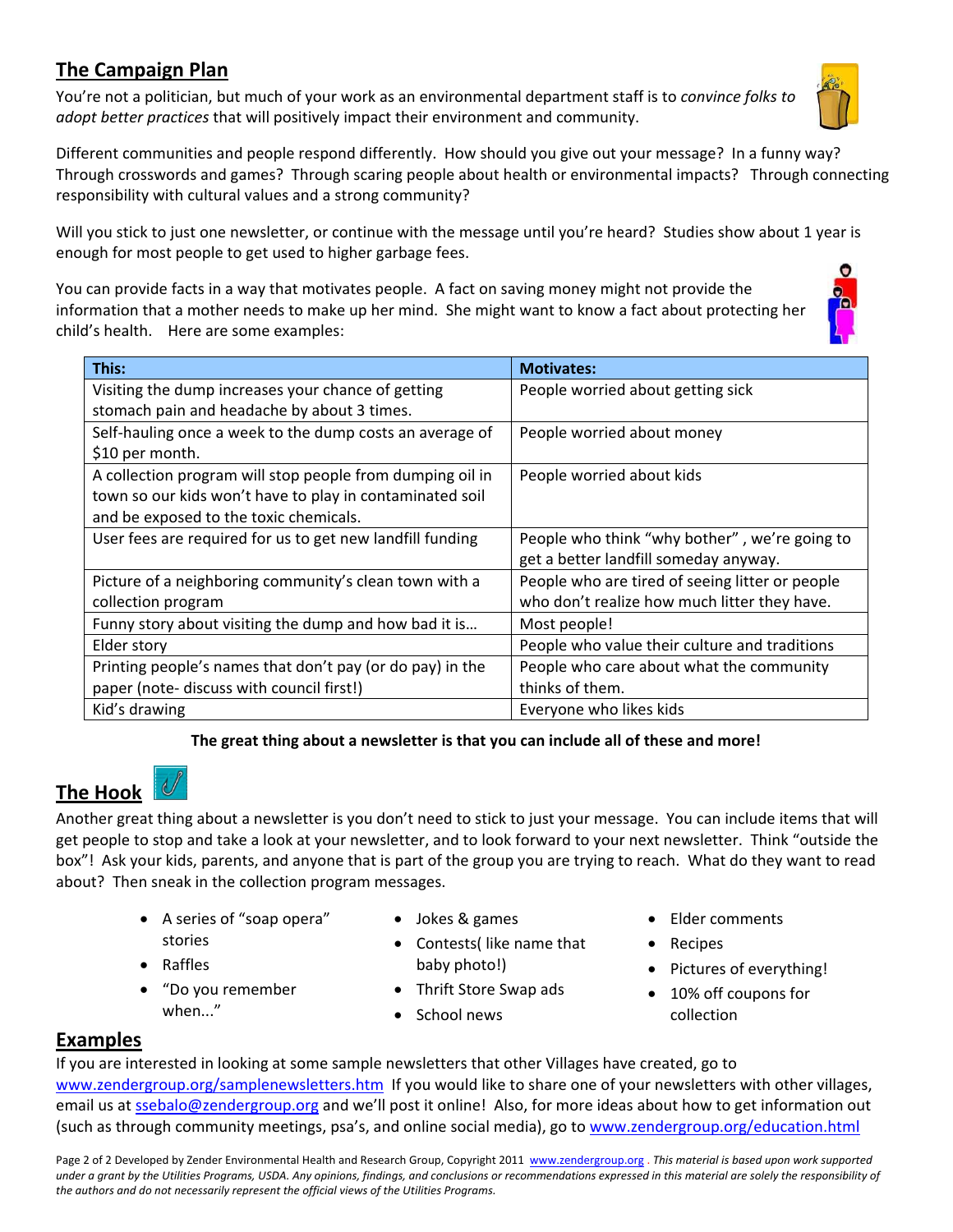## The Campaign Plan

You're not a politician, but much of your work as an environmental department staff is to *convince folks to adopt better practices* that will positively impact their environment and community.

Different communities and people respond differently. How should you give out your message? In a funny way? Through crosswords and games? Through scaring people about health or environmental impacts? Through connecting responsibility with cultural values and a strong community?

Will you stick to just one newsletter, or continue with the message until you're heard? Studies show about 1 year is enough for most people to get used to higher garbage fees.

You can provide facts in a way that motivates people. A fact on saving money might not provide the information that a mother needs to make up her mind. She might want to know a fact about protecting her child's health. Here are some examples:

| This: | Motivates: |
|---|---|
| Visiting the dump increases your chance of getting stomach pain and headache by about 3 times. | People worried about getting sick |
| Self-hauling once a week to the dump costs an average of $10 per month. | People worried about money |
| A collection program will stop people from dumping oil in town so our kids won't have to play in contaminated soil and be exposed to the toxic chemicals. | People worried about kids |
| User fees are required for us to get new landfill funding | People who think "why bother" , we're going to get a better landfill someday anyway. |
| Picture of a neighboring community's clean town with a collection program | People who are tired of seeing litter or people who don't realize how much litter they have. |
| Funny story about visiting the dump and how bad it is… | Most people! |
| Elder story | People who value their culture and traditions |
| Printing people's names that don't pay (or do pay) in the paper (note- discuss with council first!) | People who care about what the community thinks of them. |
| Kid's drawing | Everyone who likes kids |

**The great thing about a newsletter is that you can include all of these and more!**

## The Hook

Another great thing about a newsletter is you don't need to stick to just your message. You can include items that will get people to stop and take a look at your newsletter, and to look forward to your next newsletter. Think "outside the box"! Ask your kids, parents, and anyone that is part of the group you are trying to reach. What do they want to read about? Then sneak in the collection program messages.

- A series of "soap opera" stories
- Raffles
- "Do you remember when..."
- Jokes & games
- Contests( like name that baby photo!)
- Thrift Store Swap ads
- School news
- Elder comments
- Recipes
- Pictures of everything!
- 10% off coupons for collection

## Examples

If you are interested in looking at some sample newsletters that other Villages have created, go to www.zendergroup.org/samplenewsletters.htm If you would like to share one of your newsletters with other villages, email us at ssebalo@zendergroup.org and we'll post it online! Also, for more ideas about how to get information out (such as through community meetings, psa's, and online social media), go to www.zendergroup.org/education.html

Developed by Zender Environmental Health and Research Group, Copyright 2011 www.zendergroup.org . *This material is based upon work supported under a grant by the Utilities Programs, USDA. Any opinions, findings, and conclusions or recommendations expressed in this material are solely the responsibility of the authors and do not necessarily represent the official views of the Utilities Programs.*